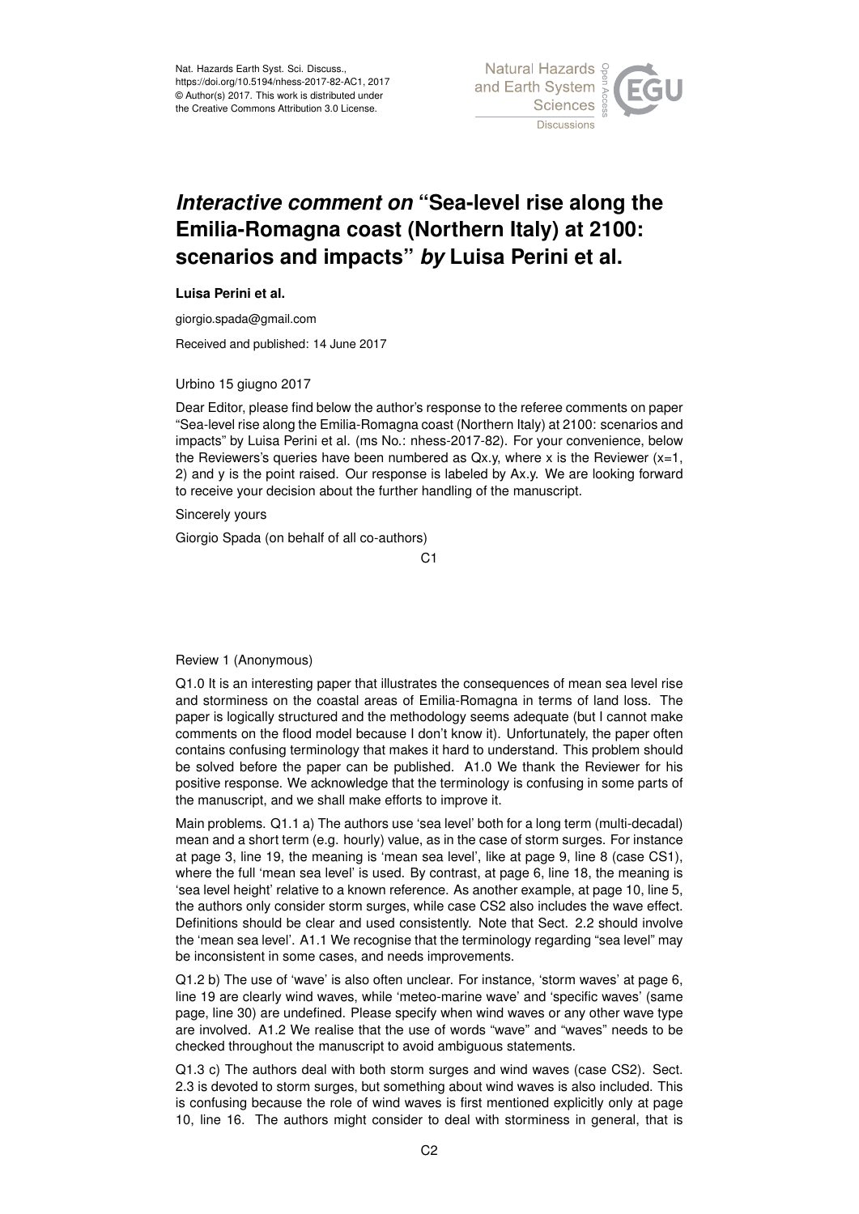Nat. Hazards Earth Syst. Sci. Discuss.,
https://doi.org/10.5194/nhess-2017-82-AC1, 2017
© Author(s) 2017. This work is distributed under
the Creative Commons Attribution 3.0 License.

# *Interactive comment on* "Sea-level rise along the Emilia-Romagna coast (Northern Italy) at 2100: scenarios and impacts" *by* Luisa Perini et al.

**Luisa Perini et al.**

giorgio.spada@gmail.com

Received and published: 14 June 2017

Urbino 15 giugno 2017

Dear Editor, please find below the author's response to the referee comments on paper "Sea-level rise along the Emilia-Romagna coast (Northern Italy) at 2100: scenarios and impacts" by Luisa Perini et al. (ms No.: nhess-2017-82). For your convenience, below the Reviewers's queries have been numbered as Qx.y, where x is the Reviewer (x=1, 2) and y is the point raised. Our response is labeled by Ax.y. We are looking forward to receive your decision about the further handling of the manuscript.

Sincerely yours

Giorgio Spada (on behalf of all co-authors)

Review 1 (Anonymous)

Q1.0 It is an interesting paper that illustrates the consequences of mean sea level rise and storminess on the coastal areas of Emilia-Romagna in terms of land loss. The paper is logically structured and the methodology seems adequate (but I cannot make comments on the flood model because I don't know it). Unfortunately, the paper often contains confusing terminology that makes it hard to understand. This problem should be solved before the paper can be published. A1.0 We thank the Reviewer for his positive response. We acknowledge that the terminology is confusing in some parts of the manuscript, and we shall make efforts to improve it.

Main problems. Q1.1 a) The authors use 'sea level' both for a long term (multi-decadal) mean and a short term (e.g. hourly) value, as in the case of storm surges. For instance at page 3, line 19, the meaning is 'mean sea level', like at page 9, line 8 (case CS1), where the full 'mean sea level' is used. By contrast, at page 6, line 18, the meaning is 'sea level height' relative to a known reference. As another example, at page 10, line 5, the authors only consider storm surges, while case CS2 also includes the wave effect. Definitions should be clear and used consistently. Note that Sect. 2.2 should involve the 'mean sea level'. A1.1 We recognise that the terminology regarding "sea level" may be inconsistent in some cases, and needs improvements.

Q1.2 b) The use of 'wave' is also often unclear. For instance, 'storm waves' at page 6, line 19 are clearly wind waves, while 'meteo-marine wave' and 'specific waves' (same page, line 30) are undefined. Please specify when wind waves or any other wave type are involved. A1.2 We realise that the use of words "wave" and "waves" needs to be checked throughout the manuscript to avoid ambiguous statements.

Q1.3 c) The authors deal with both storm surges and wind waves (case CS2). Sect. 2.3 is devoted to storm surges, but something about wind waves is also included. This is confusing because the role of wind waves is first mentioned explicitly only at page 10, line 16. The authors might consider to deal with storminess in general, that is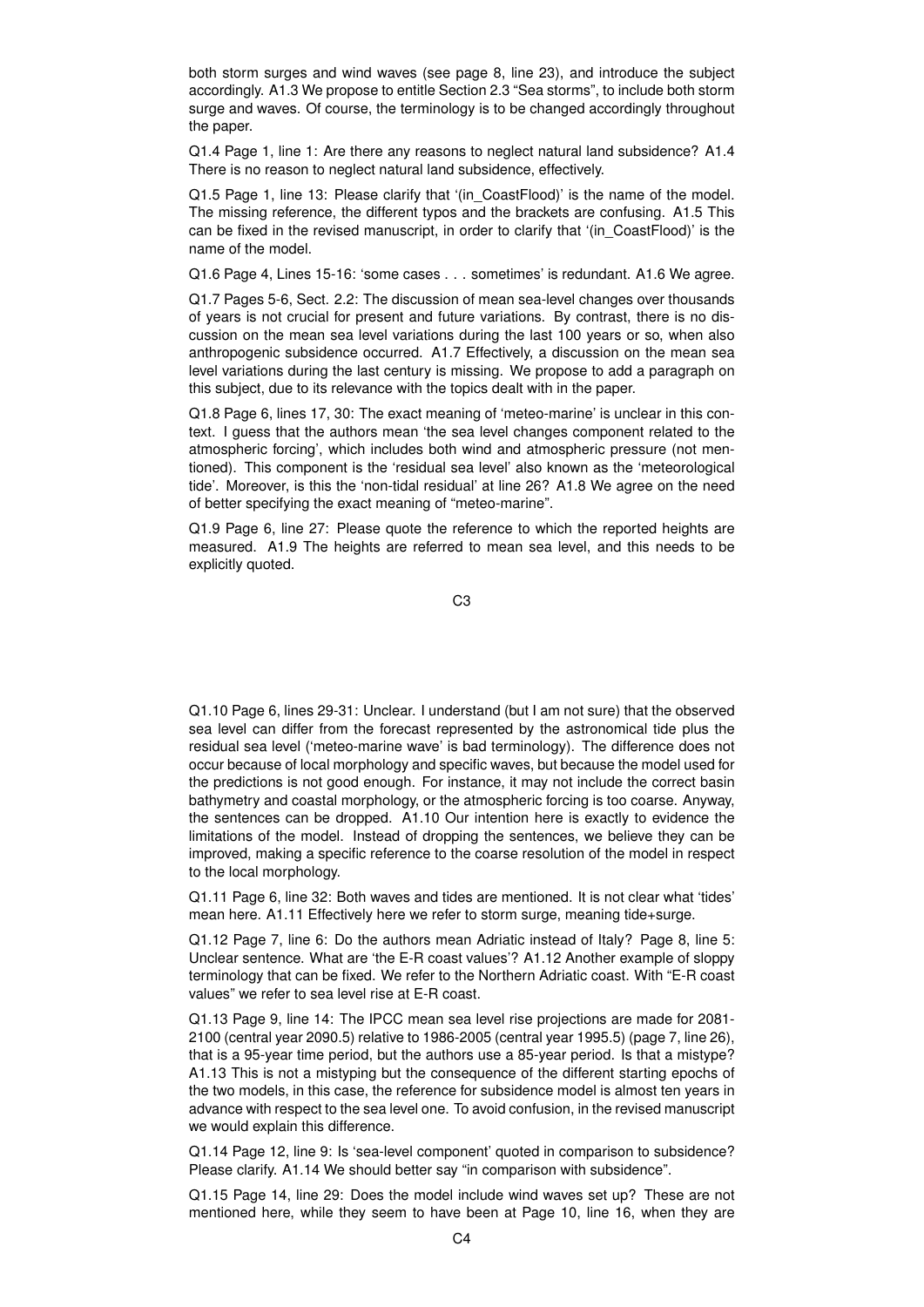both storm surges and wind waves (see page 8, line 23), and introduce the subject accordingly. A1.3 We propose to entitle Section 2.3 "Sea storms", to include both storm surge and waves. Of course, the terminology is to be changed accordingly throughout the paper.

Q1.4 Page 1, line 1: Are there any reasons to neglect natural land subsidence? A1.4 There is no reason to neglect natural land subsidence, effectively.

Q1.5 Page 1, line 13: Please clarify that '(in_CoastFlood)' is the name of the model. The missing reference, the different typos and the brackets are confusing. A1.5 This can be fixed in the revised manuscript, in order to clarify that '(in_CoastFlood)' is the name of the model.

Q1.6 Page 4, Lines 15-16: 'some cases . . . sometimes' is redundant. A1.6 We agree.

Q1.7 Pages 5-6, Sect. 2.2: The discussion of mean sea-level changes over thousands of years is not crucial for present and future variations. By contrast, there is no discussion on the mean sea level variations during the last 100 years or so, when also anthropogenic subsidence occurred. A1.7 Effectively, a discussion on the mean sea level variations during the last century is missing. We propose to add a paragraph on this subject, due to its relevance with the topics dealt with in the paper.

Q1.8 Page 6, lines 17, 30: The exact meaning of 'meteo-marine' is unclear in this context. I guess that the authors mean 'the sea level changes component related to the atmospheric forcing', which includes both wind and atmospheric pressure (not mentioned). This component is the 'residual sea level' also known as the 'meteorological tide'. Moreover, is this the 'non-tidal residual' at line 26? A1.8 We agree on the need of better specifying the exact meaning of "meteo-marine".

Q1.9 Page 6, line 27: Please quote the reference to which the reported heights are measured. A1.9 The heights are referred to mean sea level, and this needs to be explicitly quoted.

Q1.10 Page 6, lines 29-31: Unclear. I understand (but I am not sure) that the observed sea level can differ from the forecast represented by the astronomical tide plus the residual sea level ('meteo-marine wave' is bad terminology). The difference does not occur because of local morphology and specific waves, but because the model used for the predictions is not good enough. For instance, it may not include the correct basin bathymetry and coastal morphology, or the atmospheric forcing is too coarse. Anyway, the sentences can be dropped. A1.10 Our intention here is exactly to evidence the limitations of the model. Instead of dropping the sentences, we believe they can be improved, making a specific reference to the coarse resolution of the model in respect to the local morphology.

Q1.11 Page 6, line 32: Both waves and tides are mentioned. It is not clear what 'tides' mean here. A1.11 Effectively here we refer to storm surge, meaning tide+surge.

Q1.12 Page 7, line 6: Do the authors mean Adriatic instead of Italy? Page 8, line 5: Unclear sentence. What are 'the E-R coast values'? A1.12 Another example of sloppy terminology that can be fixed. We refer to the Northern Adriatic coast. With "E-R coast values" we refer to sea level rise at E-R coast.

Q1.13 Page 9, line 14: The IPCC mean sea level rise projections are made for 2081-2100 (central year 2090.5) relative to 1986-2005 (central year 1995.5) (page 7, line 26), that is a 95-year time period, but the authors use a 85-year period. Is that a mistype? A1.13 This is not a mistyping but the consequence of the different starting epochs of the two models, in this case, the reference for subsidence model is almost ten years in advance with respect to the sea level one. To avoid confusion, in the revised manuscript we would explain this difference.

Q1.14 Page 12, line 9: Is 'sea-level component' quoted in comparison to subsidence? Please clarify. A1.14 We should better say "in comparison with subsidence".

Q1.15 Page 14, line 29: Does the model include wind waves set up? These are not mentioned here, while they seem to have been at Page 10, line 16, when they are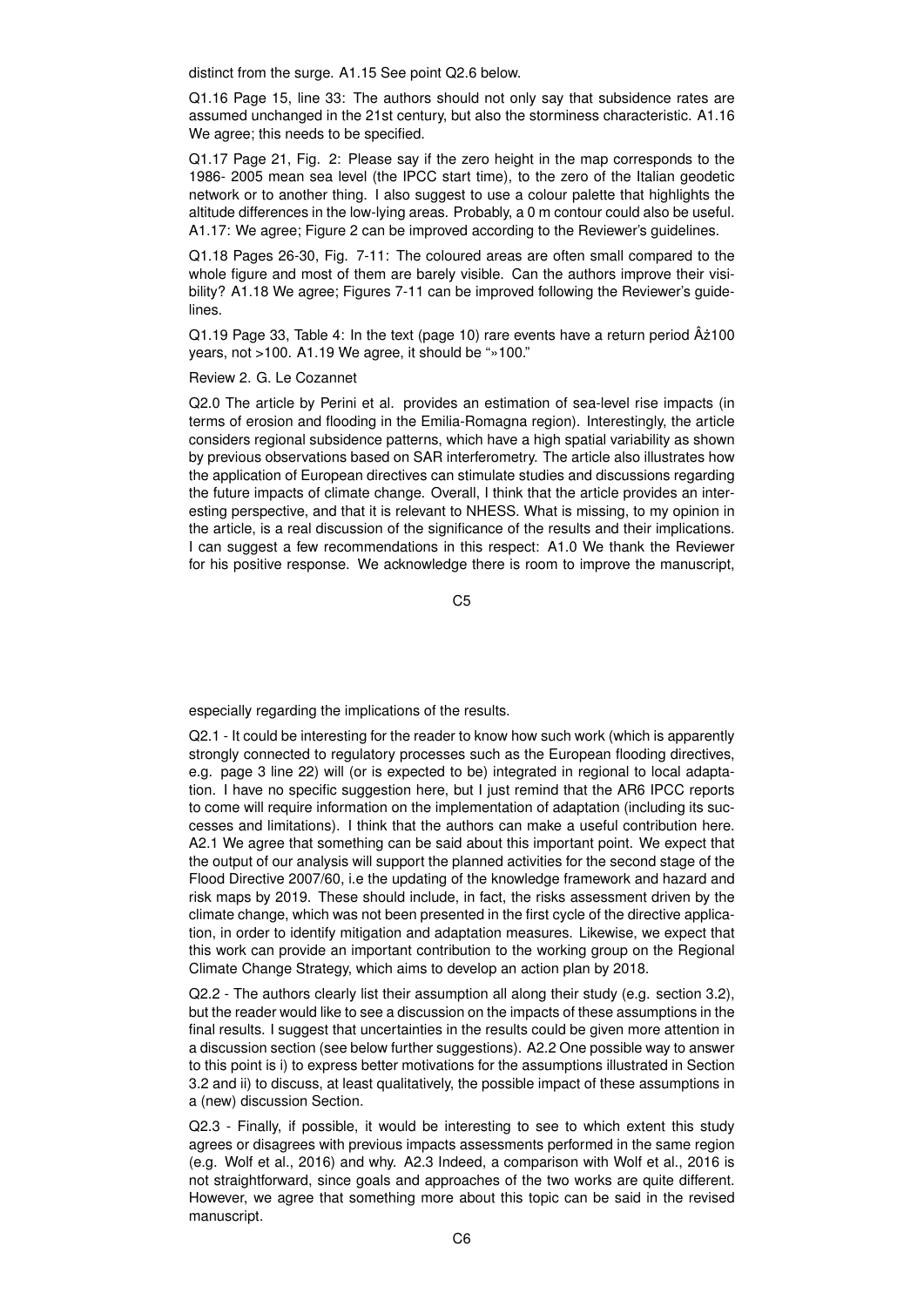distinct from the surge. A1.15 See point Q2.6 below.

Q1.16 Page 15, line 33: The authors should not only say that subsidence rates are assumed unchanged in the 21st century, but also the storminess characteristic. A1.16 We agree; this needs to be specified.

Q1.17 Page 21, Fig. 2: Please say if the zero height in the map corresponds to the 1986- 2005 mean sea level (the IPCC start time), to the zero of the Italian geodetic network or to another thing. I also suggest to use a colour palette that highlights the altitude differences in the low-lying areas. Probably, a 0 m contour could also be useful. A1.17: We agree; Figure 2 can be improved according to the Reviewer's guidelines.

Q1.18 Pages 26-30, Fig. 7-11: The coloured areas are often small compared to the whole figure and most of them are barely visible. Can the authors improve their visibility? A1.18 We agree; Figures 7-11 can be improved following the Reviewer's guidelines.

Q1.19 Page 33, Table 4: In the text (page 10) rare events have a return period Âż100 years, not >100. A1.19 We agree, it should be "»100."

Review 2. G. Le Cozannet

Q2.0 The article by Perini et al. provides an estimation of sea-level rise impacts (in terms of erosion and flooding in the Emilia-Romagna region). Interestingly, the article considers regional subsidence patterns, which have a high spatial variability as shown by previous observations based on SAR interferometry. The article also illustrates how the application of European directives can stimulate studies and discussions regarding the future impacts of climate change. Overall, I think that the article provides an interesting perspective, and that it is relevant to NHESS. What is missing, to my opinion in the article, is a real discussion of the significance of the results and their implications. I can suggest a few recommendations in this respect: A1.0 We thank the Reviewer for his positive response. We acknowledge there is room to improve the manuscript, especially regarding the implications of the results.

Q2.1 - It could be interesting for the reader to know how such work (which is apparently strongly connected to regulatory processes such as the European flooding directives, e.g. page 3 line 22) will (or is expected to be) integrated in regional to local adaptation. I have no specific suggestion here, but I just remind that the AR6 IPCC reports to come will require information on the implementation of adaptation (including its successes and limitations). I think that the authors can make a useful contribution here. A2.1 We agree that something can be said about this important point. We expect that the output of our analysis will support the planned activities for the second stage of the Flood Directive 2007/60, i.e the updating of the knowledge framework and hazard and risk maps by 2019. These should include, in fact, the risks assessment driven by the climate change, which was not been presented in the first cycle of the directive application, in order to identify mitigation and adaptation measures. Likewise, we expect that this work can provide an important contribution to the working group on the Regional Climate Change Strategy, which aims to develop an action plan by 2018.

Q2.2 - The authors clearly list their assumption all along their study (e.g. section 3.2), but the reader would like to see a discussion on the impacts of these assumptions in the final results. I suggest that uncertainties in the results could be given more attention in a discussion section (see below further suggestions). A2.2 One possible way to answer to this point is i) to express better motivations for the assumptions illustrated in Section 3.2 and ii) to discuss, at least qualitatively, the possible impact of these assumptions in a (new) discussion Section.

Q2.3 - Finally, if possible, it would be interesting to see to which extent this study agrees or disagrees with previous impacts assessments performed in the same region (e.g. Wolf et al., 2016) and why. A2.3 Indeed, a comparison with Wolf et al., 2016 is not straightforward, since goals and approaches of the two works are quite different. However, we agree that something more about this topic can be said in the revised manuscript.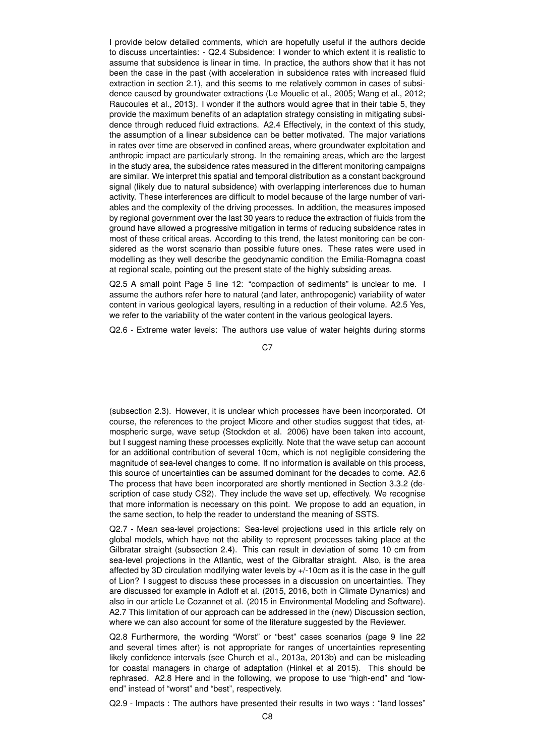I provide below detailed comments, which are hopefully useful if the authors decide to discuss uncertainties: - Q2.4 Subsidence: I wonder to which extent it is realistic to assume that subsidence is linear in time. In practice, the authors show that it has not been the case in the past (with acceleration in subsidence rates with increased fluid extraction in section 2.1), and this seems to me relatively common in cases of subsidence caused by groundwater extractions (Le Mouelic et al., 2005; Wang et al., 2012; Raucoules et al., 2013). I wonder if the authors would agree that in their table 5, they provide the maximum benefits of an adaptation strategy consisting in mitigating subsidence through reduced fluid extractions. A2.4 Effectively, in the context of this study, the assumption of a linear subsidence can be better motivated. The major variations in rates over time are observed in confined areas, where groundwater exploitation and anthropic impact are particularly strong. In the remaining areas, which are the largest in the study area, the subsidence rates measured in the different monitoring campaigns are similar. We interpret this spatial and temporal distribution as a constant background signal (likely due to natural subsidence) with overlapping interferences due to human activity. These interferences are difficult to model because of the large number of variables and the complexity of the driving processes. In addition, the measures imposed by regional government over the last 30 years to reduce the extraction of fluids from the ground have allowed a progressive mitigation in terms of reducing subsidence rates in most of these critical areas. According to this trend, the latest monitoring can be considered as the worst scenario than possible future ones. These rates were used in modelling as they well describe the geodynamic condition the Emilia-Romagna coast at regional scale, pointing out the present state of the highly subsiding areas.

Q2.5 A small point Page 5 line 12: "compaction of sediments" is unclear to me. I assume the authors refer here to natural (and later, anthropogenic) variability of water content in various geological layers, resulting in a reduction of their volume. A2.5 Yes, we refer to the variability of the water content in the various geological layers.

Q2.6 - Extreme water levels: The authors use value of water heights during storms (subsection 2.3). However, it is unclear which processes have been incorporated. Of course, the references to the project Micore and other studies suggest that tides, atmospheric surge, wave setup (Stockdon et al. 2006) have been taken into account, but I suggest naming these processes explicitly. Note that the wave setup can account for an additional contribution of several 10cm, which is not negligible considering the magnitude of sea-level changes to come. If no information is available on this process, this source of uncertainties can be assumed dominant for the decades to come. A2.6 The process that have been incorporated are shortly mentioned in Section 3.3.2 (description of case study CS2). They include the wave set up, effectively. We recognise that more information is necessary on this point. We propose to add an equation, in the same section, to help the reader to understand the meaning of SSTS.

Q2.7 - Mean sea-level projections: Sea-level projections used in this article rely on global models, which have not the ability to represent processes taking place at the Gilbratar straight (subsection 2.4). This can result in deviation of some 10 cm from sea-level projections in the Atlantic, west of the Gibraltar straight. Also, is the area affected by 3D circulation modifying water levels by +/-10cm as it is the case in the gulf of Lion? I suggest to discuss these processes in a discussion on uncertainties. They are discussed for example in Adloff et al. (2015, 2016, both in Climate Dynamics) and also in our article Le Cozannet et al. (2015 in Environmental Modeling and Software). A2.7 This limitation of our approach can be addressed in the (new) Discussion section, where we can also account for some of the literature suggested by the Reviewer.

Q2.8 Furthermore, the wording "Worst" or "best" cases scenarios (page 9 line 22 and several times after) is not appropriate for ranges of uncertainties representing likely confidence intervals (see Church et al., 2013a, 2013b) and can be misleading for coastal managers in charge of adaptation (Hinkel et al 2015). This should be rephrased. A2.8 Here and in the following, we propose to use "high-end" and "low-end" instead of "worst" and "best", respectively.

Q2.9 - Impacts : The authors have presented their results in two ways : "land losses"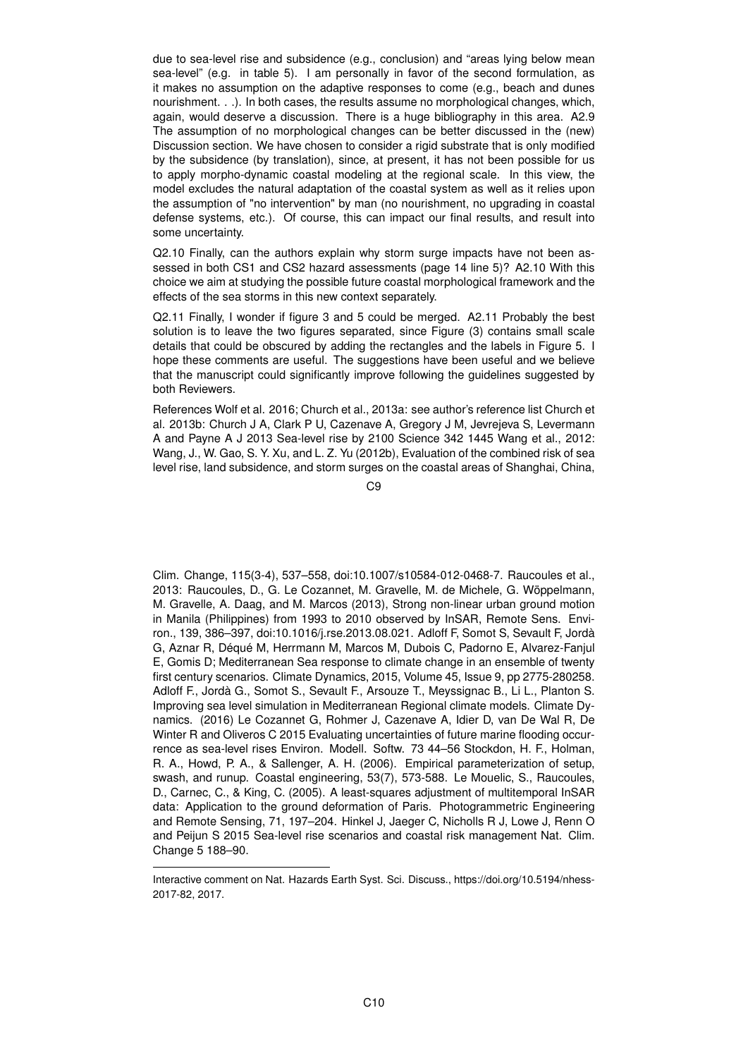due to sea-level rise and subsidence (e.g., conclusion) and "areas lying below mean sea-level" (e.g. in table 5). I am personally in favor of the second formulation, as it makes no assumption on the adaptive responses to come (e.g., beach and dunes nourishment. . .). In both cases, the results assume no morphological changes, which, again, would deserve a discussion. There is a huge bibliography in this area. A2.9 The assumption of no morphological changes can be better discussed in the (new) Discussion section. We have chosen to consider a rigid substrate that is only modified by the subsidence (by translation), since, at present, it has not been possible for us to apply morpho-dynamic coastal modeling at the regional scale. In this view, the model excludes the natural adaptation of the coastal system as well as it relies upon the assumption of "no intervention" by man (no nourishment, no upgrading in coastal defense systems, etc.). Of course, this can impact our final results, and result into some uncertainty.

Q2.10 Finally, can the authors explain why storm surge impacts have not been assessed in both CS1 and CS2 hazard assessments (page 14 line 5)? A2.10 With this choice we aim at studying the possible future coastal morphological framework and the effects of the sea storms in this new context separately.

Q2.11 Finally, I wonder if figure 3 and 5 could be merged. A2.11 Probably the best solution is to leave the two figures separated, since Figure (3) contains small scale details that could be obscured by adding the rectangles and the labels in Figure 5. I hope these comments are useful. The suggestions have been useful and we believe that the manuscript could significantly improve following the guidelines suggested by both Reviewers.

References Wolf et al. 2016; Church et al., 2013a: see author's reference list Church et al. 2013b: Church J A, Clark P U, Cazenave A, Gregory J M, Jevrejeva S, Levermann A and Payne A J 2013 Sea-level rise by 2100 Science 342 1445 Wang et al., 2012: Wang, J., W. Gao, S. Y. Xu, and L. Z. Yu (2012b), Evaluation of the combined risk of sea level rise, land subsidence, and storm surges on the coastal areas of Shanghai, China, Clim. Change, 115(3-4), 537–558, doi:10.1007/s10584-012-0468-7. Raucoules et al., 2013: Raucoules, D., G. Le Cozannet, M. Gravelle, M. de Michele, G. Wöppelmann, M. Gravelle, A. Daag, and M. Marcos (2013), Strong non-linear urban ground motion in Manila (Philippines) from 1993 to 2010 observed by InSAR, Remote Sens. Environ., 139, 386–397, doi:10.1016/j.rse.2013.08.021. Adloff F, Somot S, Sevault F, Jordà G, Aznar R, Déqué M, Herrmann M, Marcos M, Dubois C, Padorno E, Alvarez-Fanjul E, Gomis D; Mediterranean Sea response to climate change in an ensemble of twenty first century scenarios. Climate Dynamics, 2015, Volume 45, Issue 9, pp 2775-280258. Adloff F., Jordà G., Somot S., Sevault F., Arsouze T., Meyssignac B., Li L., Planton S. Improving sea level simulation in Mediterranean Regional climate models. Climate Dynamics. (2016) Le Cozannet G, Rohmer J, Cazenave A, Idier D, van De Wal R, De Winter R and Oliveros C 2015 Evaluating uncertainties of future marine flooding occurrence as sea-level rises Environ. Modell. Softw. 73 44–56 Stockdon, H. F., Holman, R. A., Howd, P. A., & Sallenger, A. H. (2006). Empirical parameterization of setup, swash, and runup. Coastal engineering, 53(7), 573-588. Le Mouelic, S., Raucoules, D., Carnec, C., & King, C. (2005). A least-squares adjustment of multitemporal InSAR data: Application to the ground deformation of Paris. Photogrammetric Engineering and Remote Sensing, 71, 197–204. Hinkel J, Jaeger C, Nicholls R J, Lowe J, Renn O and Peijun S 2015 Sea-level rise scenarios and coastal risk management Nat. Clim. Change 5 188–90.

---

Interactive comment on Nat. Hazards Earth Syst. Sci. Discuss., https://doi.org/10.5194/nhess-2017-82, 2017.